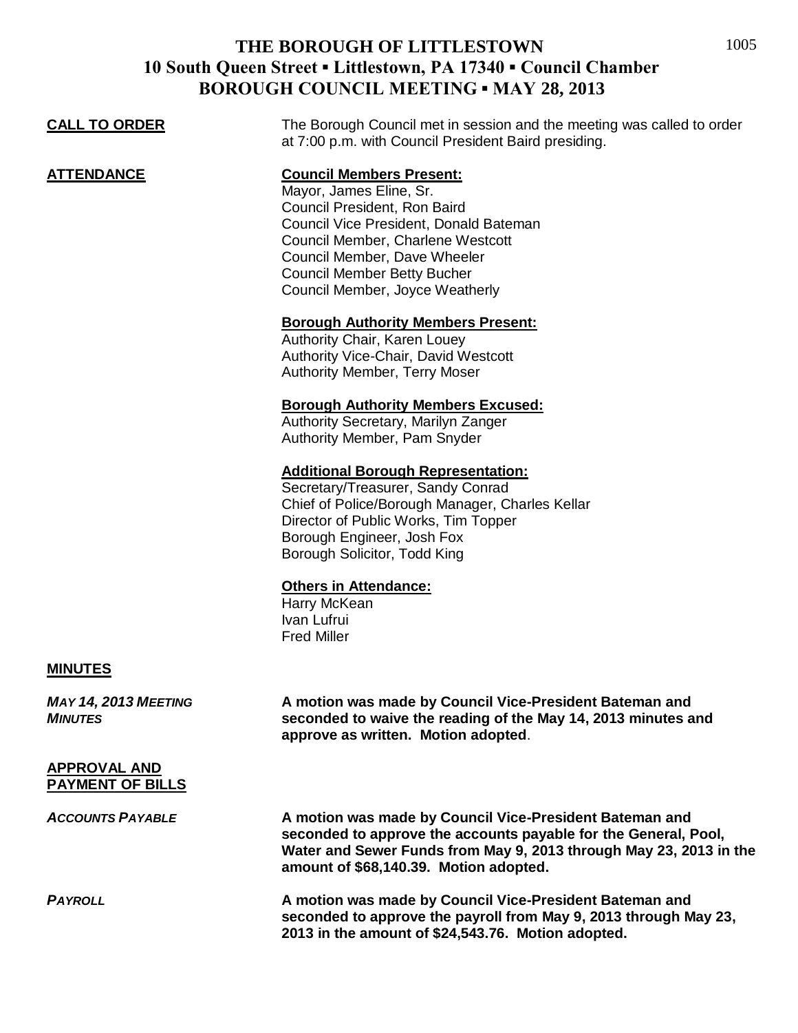# THE BOROUGH OF LITTLESTOWN
## 10 South Queen Street ▪ Littlestown, PA 17340 ▪ Council Chamber
## BOROUGH COUNCIL MEETING ▪ MAY 28, 2013

**CALL TO ORDER**

The Borough Council met in session and the meeting was called to order at 7:00 p.m. with Council President Baird presiding.

**ATTENDANCE**

**Council Members Present:**
Mayor, James Eline, Sr.
Council President, Ron Baird
Council Vice President, Donald Bateman
Council Member, Charlene Westcott
Council Member, Dave Wheeler
Council Member Betty Bucher
Council Member, Joyce Weatherly

**Borough Authority Members Present:**
Authority Chair, Karen Louey
Authority Vice-Chair, David Westcott
Authority Member, Terry Moser

**Borough Authority Members Excused:**
Authority Secretary, Marilyn Zanger
Authority Member, Pam Snyder

**Additional Borough Representation:**
Secretary/Treasurer, Sandy Conrad
Chief of Police/Borough Manager, Charles Kellar
Director of Public Works, Tim Topper
Borough Engineer, Josh Fox
Borough Solicitor, Todd King

**Others in Attendance:**
Harry McKean
Ivan Lufrui
Fred Miller

**MINUTES**

***MAY 14, 2013 MEETING MINUTES***

**A motion was made by Council Vice-President Bateman and seconded to waive the reading of the May 14, 2013 minutes and approve as written. Motion adopted**.

**APPROVAL AND PAYMENT OF BILLS**

***ACCOUNTS PAYABLE***

**A motion was made by Council Vice-President Bateman and seconded to approve the accounts payable for the General, Pool, Water and Sewer Funds from May 9, 2013 through May 23, 2013 in the amount of $68,140.39. Motion adopted.**

***PAYROLL***

**A motion was made by Council Vice-President Bateman and seconded to approve the payroll from May 9, 2013 through May 23, 2013 in the amount of $24,543.76. Motion adopted.**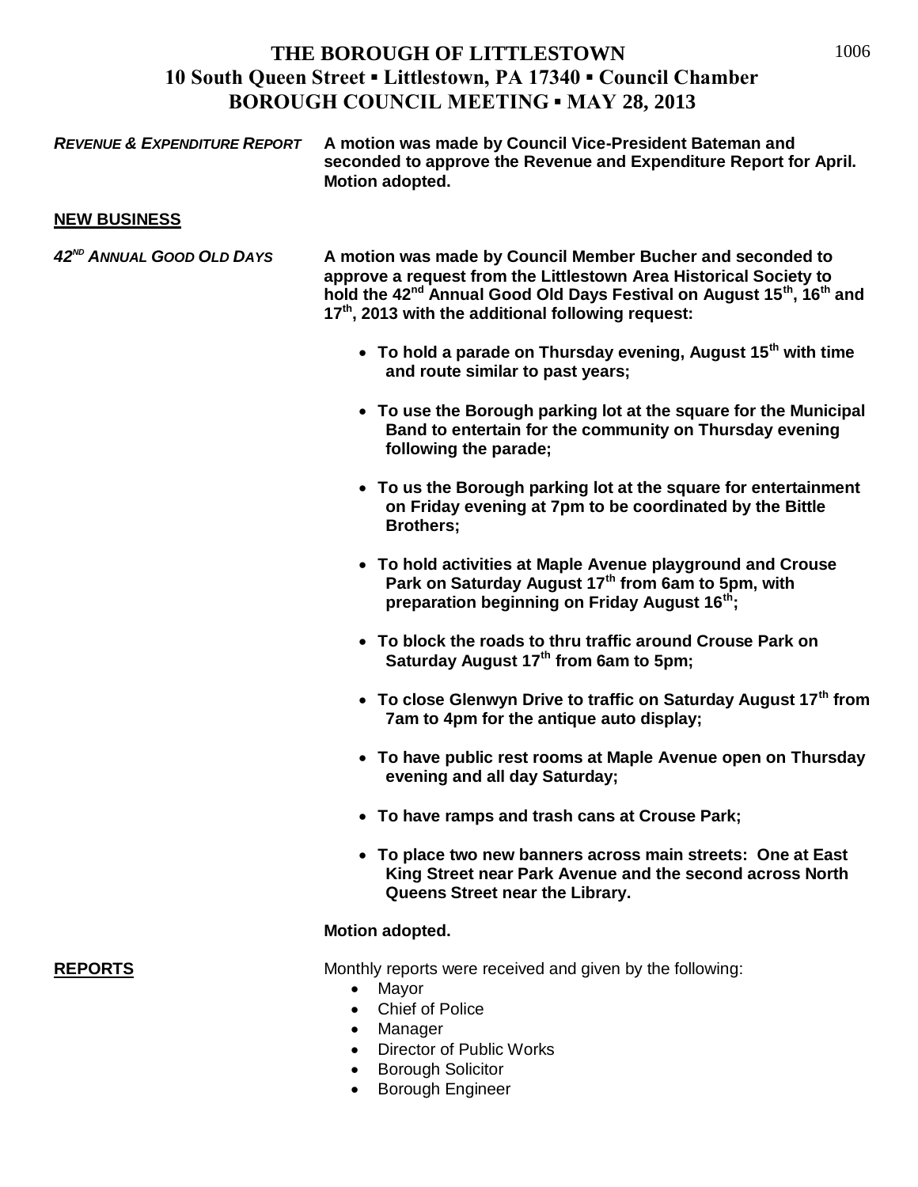# THE BOROUGH OF LITTLESTOWN
## 10 South Queen Street ▪ Littlestown, PA 17340 ▪ Council Chamber
## BOROUGH COUNCIL MEETING ▪ MAY 28, 2013

***REVENUE & EXPENDITURE REPORT*** **A motion was made by Council Vice-President Bateman and seconded to approve the Revenue and Expenditure Report for April. Motion adopted.**

**NEW BUSINESS**

***42ND ANNUAL GOOD OLD DAYS*** **A motion was made by Council Member Bucher and seconded to approve a request from the Littlestown Area Historical Society to hold the 42nd Annual Good Old Days Festival on August 15th, 16th and 17th, 2013 with the additional following request:**

- **To hold a parade on Thursday evening, August 15th with time and route similar to past years;**
- **To use the Borough parking lot at the square for the Municipal Band to entertain for the community on Thursday evening following the parade;**
- **To us the Borough parking lot at the square for entertainment on Friday evening at 7pm to be coordinated by the Bittle Brothers;**
- **To hold activities at Maple Avenue playground and Crouse Park on Saturday August 17th from 6am to 5pm, with preparation beginning on Friday August 16th;**
- **To block the roads to thru traffic around Crouse Park on Saturday August 17th from 6am to 5pm;**
- **To close Glenwyn Drive to traffic on Saturday August 17th from 7am to 4pm for the antique auto display;**
- **To have public rest rooms at Maple Avenue open on Thursday evening and all day Saturday;**
- **To have ramps and trash cans at Crouse Park;**
- **To place two new banners across main streets: One at East King Street near Park Avenue and the second across North Queens Street near the Library.**

**Motion adopted.**

**REPORTS** Monthly reports were received and given by the following:

- Mayor
- Chief of Police
- Manager
- Director of Public Works
- Borough Solicitor
- Borough Engineer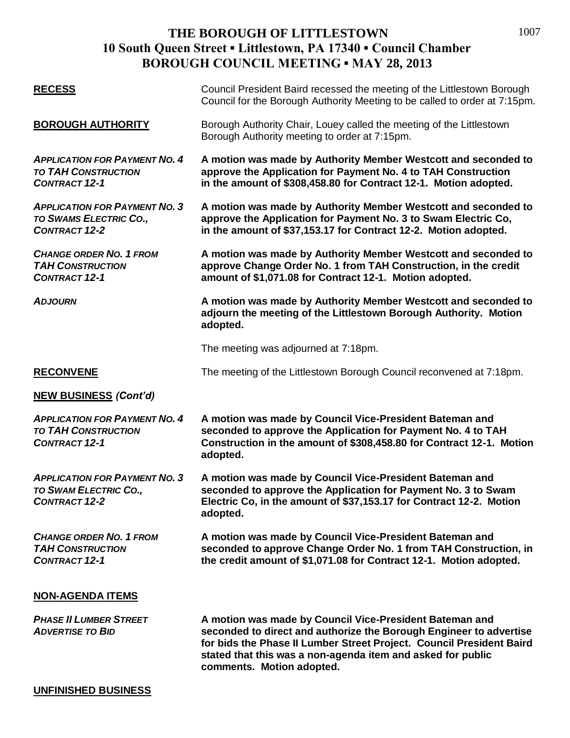# THE BOROUGH OF LITTLESTOWN
## 10 South Queen Street ▪ Littlestown, PA 17340 ▪ Council Chamber
## BOROUGH COUNCIL MEETING ▪ MAY 28, 2013

**RECESS**

Council President Baird recessed the meeting of the Littlestown Borough Council for the Borough Authority Meeting to be called to order at 7:15pm.

**BOROUGH AUTHORITY**

Borough Authority Chair, Louey called the meeting of the Littlestown Borough Authority meeting to order at 7:15pm.

***APPLICATION FOR PAYMENT NO. 4 TO TAH CONSTRUCTION CONTRACT 12-1***

**A motion was made by Authority Member Westcott and seconded to approve the Application for Payment No. 4 to TAH Construction in the amount of $308,458.80 for Contract 12-1. Motion adopted.**

***APPLICATION FOR PAYMENT NO. 3 TO SWAMS ELECTRIC CO., CONTRACT 12-2***

**A motion was made by Authority Member Westcott and seconded to approve the Application for Payment No. 3 to Swam Electric Co, in the amount of $37,153.17 for Contract 12-2. Motion adopted.**

***CHANGE ORDER NO. 1 FROM TAH CONSTRUCTION CONTRACT 12-1***

**A motion was made by Authority Member Westcott and seconded to approve Change Order No. 1 from TAH Construction, in the credit amount of $1,071.08 for Contract 12-1. Motion adopted.**

***ADJOURN***

**A motion was made by Authority Member Westcott and seconded to adjourn the meeting of the Littlestown Borough Authority. Motion adopted.**

The meeting was adjourned at 7:18pm.

**RECONVENE**

The meeting of the Littlestown Borough Council reconvened at 7:18pm.

**NEW BUSINESS *(Cont'd)***

***APPLICATION FOR PAYMENT NO. 4 TO TAH CONSTRUCTION CONTRACT 12-1***

**A motion was made by Council Vice-President Bateman and seconded to approve the Application for Payment No. 4 to TAH Construction in the amount of $308,458.80 for Contract 12-1. Motion adopted.**

***APPLICATION FOR PAYMENT NO. 3 TO SWAM ELECTRIC CO., CONTRACT 12-2***

**A motion was made by Council Vice-President Bateman and seconded to approve the Application for Payment No. 3 to Swam Electric Co, in the amount of $37,153.17 for Contract 12-2. Motion adopted.**

***CHANGE ORDER NO. 1 FROM TAH CONSTRUCTION CONTRACT 12-1***

**A motion was made by Council Vice-President Bateman and seconded to approve Change Order No. 1 from TAH Construction, in the credit amount of $1,071.08 for Contract 12-1. Motion adopted.**

**NON-AGENDA ITEMS**

***PHASE II LUMBER STREET ADVERTISE TO BID***

**A motion was made by Council Vice-President Bateman and seconded to direct and authorize the Borough Engineer to advertise for bids the Phase II Lumber Street Project. Council President Baird stated that this was a non-agenda item and asked for public comments. Motion adopted.**

**UNFINISHED BUSINESS**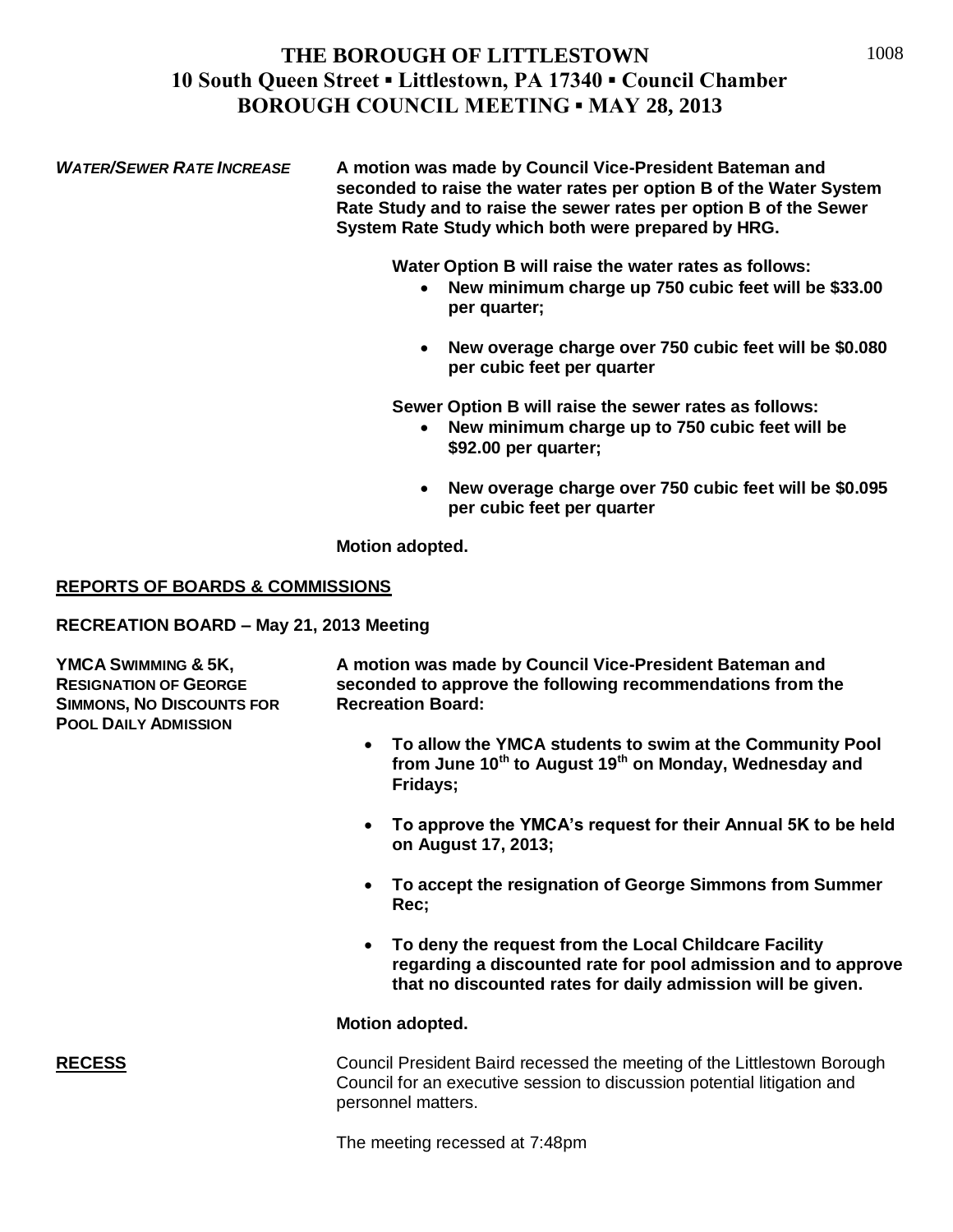# THE BOROUGH OF LITTLESTOWN
## 10 South Queen Street ▪ Littlestown, PA 17340 ▪ Council Chamber
## BOROUGH COUNCIL MEETING ▪ MAY 28, 2013

***WATER/SEWER RATE INCREASE***

**A motion was made by Council Vice-President Bateman and seconded to raise the water rates per option B of the Water System Rate Study and to raise the sewer rates per option B of the Sewer System Rate Study which both were prepared by HRG.**

**Water Option B will raise the water rates as follows:**

- **New minimum charge up 750 cubic feet will be $33.00 per quarter;**
- **New overage charge over 750 cubic feet will be $0.080 per cubic feet per quarter**

**Sewer Option B will raise the sewer rates as follows:**

- **New minimum charge up to 750 cubic feet will be $92.00 per quarter;**
- **New overage charge over 750 cubic feet will be $0.095 per cubic feet per quarter**

**Motion adopted.**

**REPORTS OF BOARDS & COMMISSIONS**

**RECREATION BOARD – May 21, 2013 Meeting**

**YMCA SWIMMING & 5K, RESIGNATION OF GEORGE SIMMONS, NO DISCOUNTS FOR POOL DAILY ADMISSION**

**A motion was made by Council Vice-President Bateman and seconded to approve the following recommendations from the Recreation Board:**

- **To allow the YMCA students to swim at the Community Pool from June 10th to August 19th on Monday, Wednesday and Fridays;**
- **To approve the YMCA's request for their Annual 5K to be held on August 17, 2013;**
- **To accept the resignation of George Simmons from Summer Rec;**
- **To deny the request from the Local Childcare Facility regarding a discounted rate for pool admission and to approve that no discounted rates for daily admission will be given.**

**Motion adopted.**

**RECESS**

Council President Baird recessed the meeting of the Littlestown Borough Council for an executive session to discussion potential litigation and personnel matters.

The meeting recessed at 7:48pm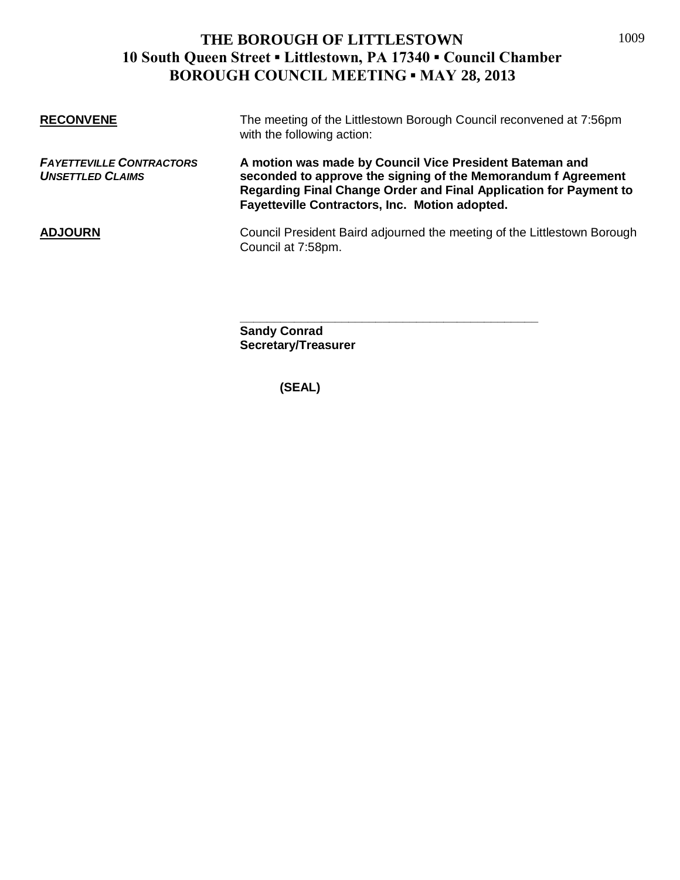# THE BOROUGH OF LITTLESTOWN
## 10 South Queen Street ▪ Littlestown, PA 17340 ▪ Council Chamber
## BOROUGH COUNCIL MEETING ▪ MAY 28, 2013

**RECONVENE**

The meeting of the Littlestown Borough Council reconvened at 7:56pm with the following action:

***FAYETTEVILLE CONTRACTORS UNSETTLED CLAIMS***

**A motion was made by Council Vice President Bateman and seconded to approve the signing of the Memorandum f Agreement Regarding Final Change Order and Final Application for Payment to Fayetteville Contractors, Inc. Motion adopted.**

**ADJOURN**

Council President Baird adjourned the meeting of the Littlestown Borough Council at 7:58pm.

_____________________________________________

**Sandy Conrad**
**Secretary/Treasurer**

**(SEAL)**